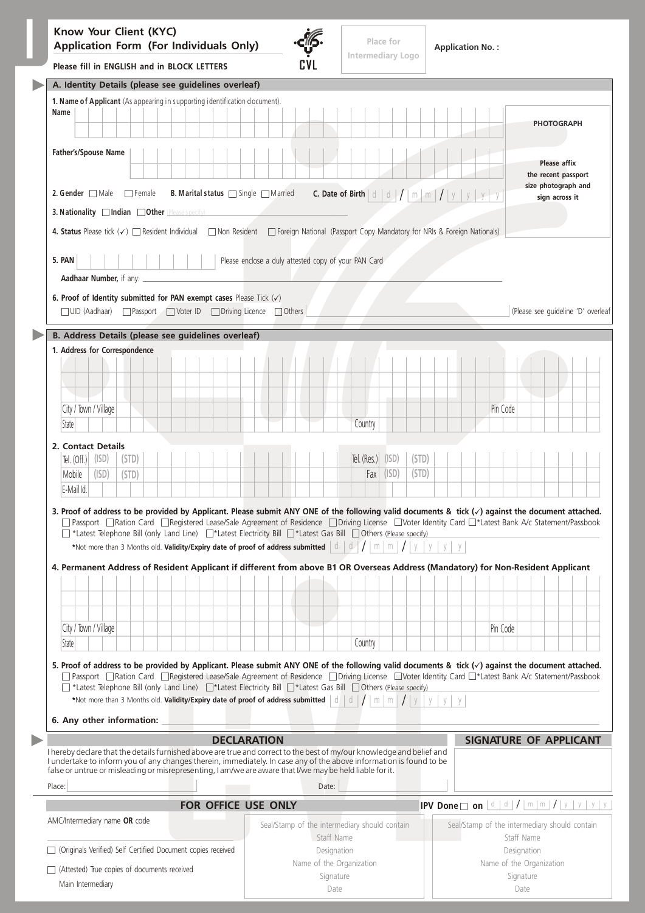# Know Your Client (KYC) Application Form (For Individuals Only)

**Please fill in ENGLISH and in BLOCK LETTERS**

CVL

Place for Intermediary Logo

**Application No. :**

## A. Identity Details (please see guidelines overleaf)

**1. Name of Applicant** (As appearing in supporting identification document).

**Name**

**Father's/Spouse Name**

**PHOTOGRAPH**

Please affix the recent passport size photograph and sign across it

**2. Gender** ☐ Male ☐ Female **B. Marital status** ☐ Single ☐ Married **C. Date of Birth** d d / m m / y y y y

**3. Nationality** ☐ **Indian** ☐ **Other** (Please specify)

**4. Status** Please tick (✓) ☐ Resident Individual ☐ Non Resident ☐ Foreign National (Passport Copy Mandatory for NRIs & Foreign Nationals)

**5. PAN** Please enclose a duly attested copy of your PAN Card

**Aadhaar Number,** if any:

**6. Proof of Identity submitted for PAN exempt cases** Please Tick (✓)

☐ UID (Aadhaar) ☐ Passport ☐ Voter ID ☐ Driving Licence ☐ Others (Please see guideline 'D' overleaf)

## B. Address Details (please see guidelines overleaf)

**1. Address for Correspondence**

City / Town / Village Pin Code

State Country

**2. Contact Details**

Tel. (Off.) (ISD) (STD) Tel. (Res.) (ISD) (STD)

Mobile (ISD) (STD) Fax (ISD) (STD)

E-Mail Id.

**3. Proof of address to be provided by Applicant. Please submit ANY ONE of the following valid documents & tick (✓) against the document attached.**

☐ Passport ☐ Ration Card ☐ Registered Lease/Sale Agreement of Residence ☐ Driving License ☐ Voter Identity Card ☐ *Latest Bank A/c Statement/Passbook ☐ *Latest Telephone Bill (only Land Line) ☐ *Latest Electricity Bill ☐ *Latest Gas Bill ☐ Others (Please specify)

*Not more than 3 Months old. **Validity/Expiry date of proof of address submitted** d d / m m / y y y y

**4. Permanent Address of Resident Applicant if different from above B1 OR Overseas Address (Mandatory) for Non-Resident Applicant**

City / Town / Village Pin Code

State Country

**5. Proof of address to be provided by Applicant. Please submit ANY ONE of the following valid documents & tick (✓) against the document attached.**

☐ Passport ☐ Ration Card ☐ Registered Lease/Sale Agreement of Residence ☐ Driving License ☐ Voter Identity Card ☐ *Latest Bank A/c Statement/Passbook ☐ *Latest Telephone Bill (only Land Line) ☐ *Latest Electricity Bill ☐ *Latest Gas Bill ☐ Others (Please specify)

*Not more than 3 Months old. **Validity/Expiry date of proof of address submitted** d d / m m / y y y y

**6. Any other information:**

## DECLARATION

I hereby declare that the details furnished above are true and correct to the best of my/our knowledge and belief and I undertake to inform you of any changes therein, immediately. In case any of the above information is found to be false or untrue or misleading or misrepresenting, I am/we are aware that I/we may be held liable for it.

Place: Date:

## SIGNATURE OF APPLICANT

## FOR OFFICE USE ONLY

**IPV Done** ☐ **on** d d / m m / y y y y

AMC/Intermediary name **OR** code

☐ (Originals Verified) Self Certified Document copies received

☐ (Attested) True copies of documents received

Main Intermediary

Seal/Stamp of the intermediary should contain
Staff Name
Designation
Name of the Organization
Signature
Date

Seal/Stamp of the intermediary should contain
Staff Name
Designation
Name of the Organization
Signature
Date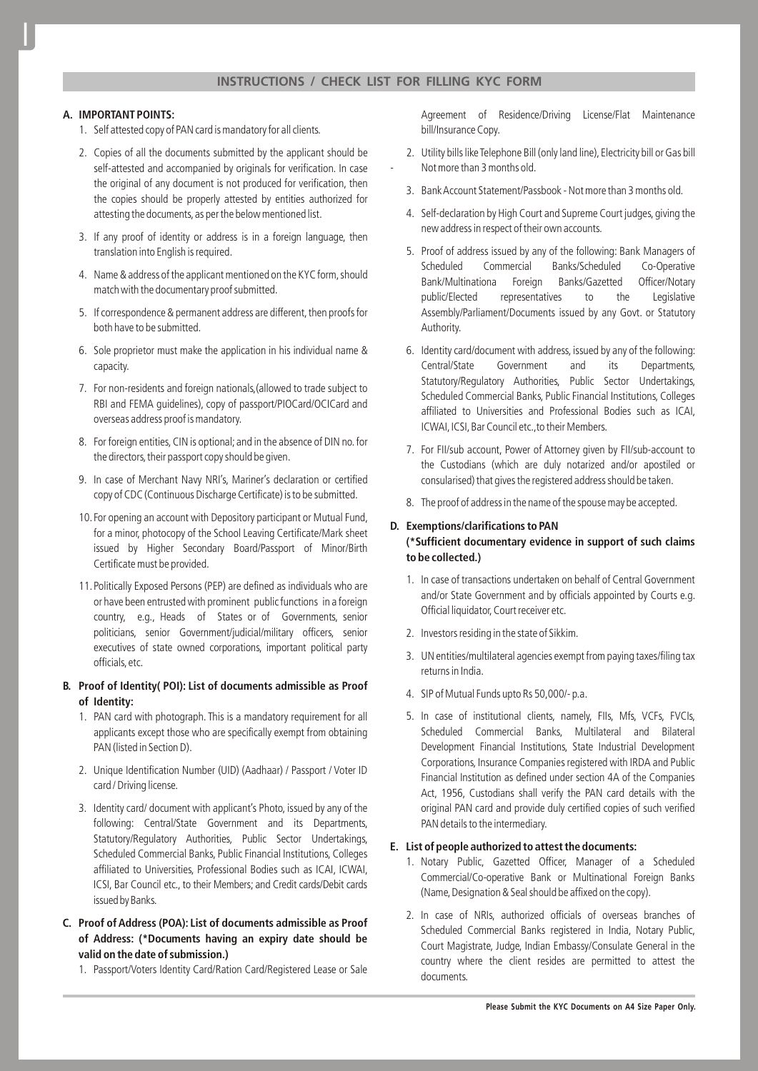## INSTRUCTIONS / CHECK LIST FOR FILLING KYC FORM

### A. IMPORTANT POINTS:

1. Self attested copy of PAN card is mandatory for all clients.
2. Copies of all the documents submitted by the applicant should be self-attested and accompanied by originals for verification. In case the original of any document is not produced for verification, then the copies should be properly attested by entities authorized for attesting the documents, as per the below mentioned list.
3. If any proof of identity or address is in a foreign language, then translation into English is required.
4. Name & address of the applicant mentioned on the KYC form, should match with the documentary proof submitted.
5. If correspondence & permanent address are different, then proofs for both have to be submitted.
6. Sole proprietor must make the application in his individual name & capacity.
7. For non-residents and foreign nationals,(allowed to trade subject to RBI and FEMA guidelines), copy of passport/PIOCard/OCICard and overseas address proof is mandatory.
8. For foreign entities, CIN is optional; and in the absence of DIN no. for the directors, their passport copy should be given.
9. In case of Merchant Navy NRI's, Mariner's declaration or certified copy of CDC (Continuous Discharge Certificate) is to be submitted.
10. For opening an account with Depository participant or Mutual Fund, for a minor, photocopy of the School Leaving Certificate/Mark sheet issued by Higher Secondary Board/Passport of Minor/Birth Certificate must be provided.
11. Politically Exposed Persons (PEP) are defined as individuals who are or have been entrusted with prominent public functions in a foreign country, e.g., Heads of States or of Governments, senior politicians, senior Government/judicial/military officers, senior executives of state owned corporations, important political party officials, etc.

### B. Proof of Identity( POI): List of documents admissible as Proof of Identity:

1. PAN card with photograph. This is a mandatory requirement for all applicants except those who are specifically exempt from obtaining PAN (listed in Section D).
2. Unique Identification Number (UID) (Aadhaar) / Passport / Voter ID card / Driving license.
3. Identity card/ document with applicant's Photo, issued by any of the following: Central/State Government and its Departments, Statutory/Regulatory Authorities, Public Sector Undertakings, Scheduled Commercial Banks, Public Financial Institutions, Colleges affiliated to Universities, Professional Bodies such as ICAI, ICWAI, ICSI, Bar Council etc., to their Members; and Credit cards/Debit cards issued by Banks.

### C. Proof of Address (POA): List of documents admissible as Proof of Address: (*Documents having an expiry date should be valid on the date of submission.)

1. Passport/Voters Identity Card/Ration Card/Registered Lease or Sale Agreement of Residence/Driving License/Flat Maintenance bill/Insurance Copy.
2. Utility bills like Telephone Bill (only land line), Electricity bill or Gas bill - Not more than 3 months old.
3. Bank Account Statement/Passbook - Not more than 3 months old.
4. Self-declaration by High Court and Supreme Court judges, giving the new address in respect of their own accounts.
5. Proof of address issued by any of the following: Bank Managers of Scheduled Commercial Banks/Scheduled Co-Operative Bank/Multinationa Foreign Banks/Gazetted Officer/Notary public/Elected representatives to the Legislative Assembly/Parliament/Documents issued by any Govt. or Statutory Authority.
6. Identity card/document with address, issued by any of the following: Central/State Government and its Departments, Statutory/Regulatory Authorities, Public Sector Undertakings, Scheduled Commercial Banks, Public Financial Institutions, Colleges affiliated to Universities and Professional Bodies such as ICAI, ICWAI, ICSI, Bar Council etc.,to their Members.
7. For FII/sub account, Power of Attorney given by FII/sub-account to the Custodians (which are duly notarized and/or apostiled or consularised) that gives the registered address should be taken.
8. The proof of address in the name of the spouse may be accepted.

### D. Exemptions/clarifications to PAN (*Sufficient documentary evidence in support of such claims to be collected.)

1. In case of transactions undertaken on behalf of Central Government and/or State Government and by officials appointed by Courts e.g. Official liquidator, Court receiver etc.
2. Investors residing in the state of Sikkim.
3. UN entities/multilateral agencies exempt from paying taxes/filing tax returns in India.
4. SIP of Mutual Funds upto Rs 50,000/- p.a.
5. In case of institutional clients, namely, FIIs, Mfs, VCFs, FVCIs, Scheduled Commercial Banks, Multilateral and Bilateral Development Financial Institutions, State Industrial Development Corporations, Insurance Companies registered with IRDA and Public Financial Institution as defined under section 4A of the Companies Act, 1956, Custodians shall verify the PAN card details with the original PAN card and provide duly certified copies of such verified PAN details to the intermediary.

### E. List of people authorized to attest the documents:

1. Notary Public, Gazetted Officer, Manager of a Scheduled Commercial/Co-operative Bank or Multinational Foreign Banks (Name, Designation & Seal should be affixed on the copy).
2. In case of NRIs, authorized officials of overseas branches of Scheduled Commercial Banks registered in India, Notary Public, Court Magistrate, Judge, Indian Embassy/Consulate General in the country where the client resides are permitted to attest the documents.

**Please Submit the KYC Documents on A4 Size Paper Only.**